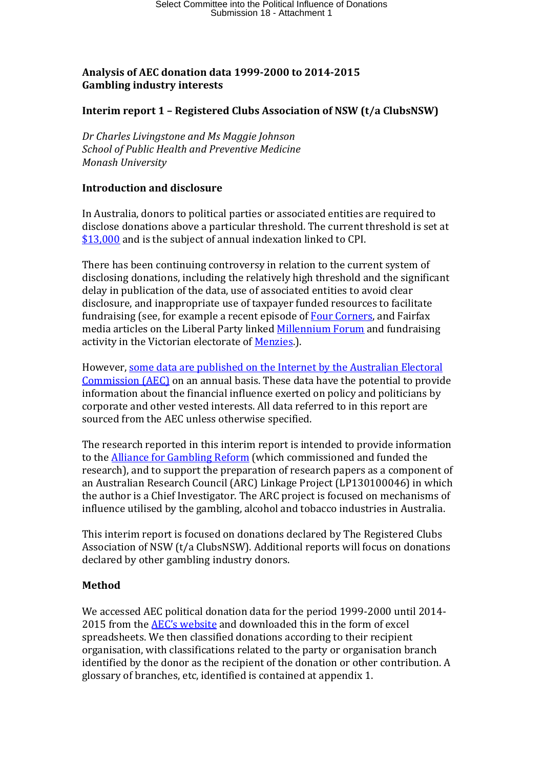**Analysis of AEC donation data 1999-2000 to 2014-2015**
**Gambling industry interests**

**Interim report 1 – Registered Clubs Association of NSW (t/a ClubsNSW)**

*Dr Charles Livingstone and Ms Maggie Johnson*
*School of Public Health and Preventive Medicine*
*Monash University*

**Introduction and disclosure**

In Australia, donors to political parties or associated entities are required to disclose donations above a particular threshold. The current threshold is set at $13,000 and is the subject of annual indexation linked to CPI.

There has been continuing controversy in relation to the current system of disclosing donations, including the relatively high threshold and the significant delay in publication of the data, use of associated entities to avoid clear disclosure, and inappropriate use of taxpayer funded resources to facilitate fundraising (see, for example a recent episode of Four Corners, and Fairfax media articles on the Liberal Party linked Millennium Forum and fundraising activity in the Victorian electorate of Menzies.).

However, some data are published on the Internet by the Australian Electoral Commission (AEC) on an annual basis. These data have the potential to provide information about the financial influence exerted on policy and politicians by corporate and other vested interests. All data referred to in this report are sourced from the AEC unless otherwise specified.

The research reported in this interim report is intended to provide information to the Alliance for Gambling Reform (which commissioned and funded the research), and to support the preparation of research papers as a component of an Australian Research Council (ARC) Linkage Project (LP130100046) in which the author is a Chief Investigator. The ARC project is focused on mechanisms of influence utilised by the gambling, alcohol and tobacco industries in Australia.

This interim report is focused on donations declared by The Registered Clubs Association of NSW (t/a ClubsNSW). Additional reports will focus on donations declared by other gambling industry donors.

**Method**

We accessed AEC political donation data for the period 1999-2000 until 2014-2015 from the AEC's website and downloaded this in the form of excel spreadsheets. We then classified donations according to their recipient organisation, with classifications related to the party or organisation branch identified by the donor as the recipient of the donation or other contribution. A glossary of branches, etc, identified is contained at appendix 1.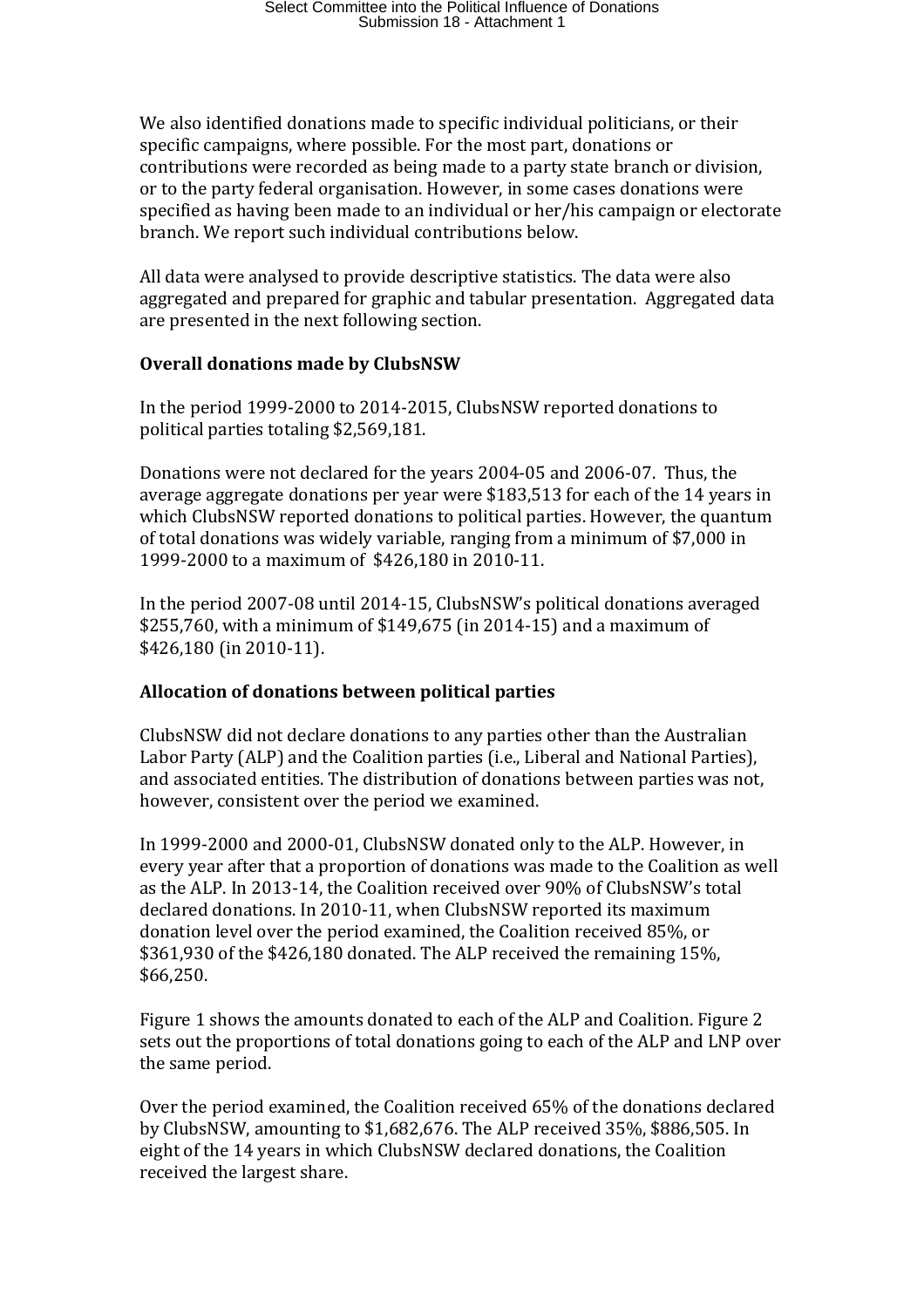We also identified donations made to specific individual politicians, or their specific campaigns, where possible. For the most part, donations or contributions were recorded as being made to a party state branch or division, or to the party federal organisation. However, in some cases donations were specified as having been made to an individual or her/his campaign or electorate branch. We report such individual contributions below.

All data were analysed to provide descriptive statistics. The data were also aggregated and prepared for graphic and tabular presentation. Aggregated data are presented in the next following section.

**Overall donations made by ClubsNSW**

In the period 1999-2000 to 2014-2015, ClubsNSW reported donations to political parties totaling $2,569,181.

Donations were not declared for the years 2004-05 and 2006-07. Thus, the average aggregate donations per year were $183,513 for each of the 14 years in which ClubsNSW reported donations to political parties. However, the quantum of total donations was widely variable, ranging from a minimum of $7,000 in 1999-2000 to a maximum of $426,180 in 2010-11.

In the period 2007-08 until 2014-15, ClubsNSW's political donations averaged $255,760, with a minimum of $149,675 (in 2014-15) and a maximum of $426,180 (in 2010-11).

**Allocation of donations between political parties**

ClubsNSW did not declare donations to any parties other than the Australian Labor Party (ALP) and the Coalition parties (i.e., Liberal and National Parties), and associated entities. The distribution of donations between parties was not, however, consistent over the period we examined.

In 1999-2000 and 2000-01, ClubsNSW donated only to the ALP. However, in every year after that a proportion of donations was made to the Coalition as well as the ALP. In 2013-14, the Coalition received over 90% of ClubsNSW's total declared donations. In 2010-11, when ClubsNSW reported its maximum donation level over the period examined, the Coalition received 85%, or $361,930 of the $426,180 donated. The ALP received the remaining 15%, $66,250.

Figure 1 shows the amounts donated to each of the ALP and Coalition. Figure 2 sets out the proportions of total donations going to each of the ALP and LNP over the same period.

Over the period examined, the Coalition received 65% of the donations declared by ClubsNSW, amounting to $1,682,676. The ALP received 35%, $886,505. In eight of the 14 years in which ClubsNSW declared donations, the Coalition received the largest share.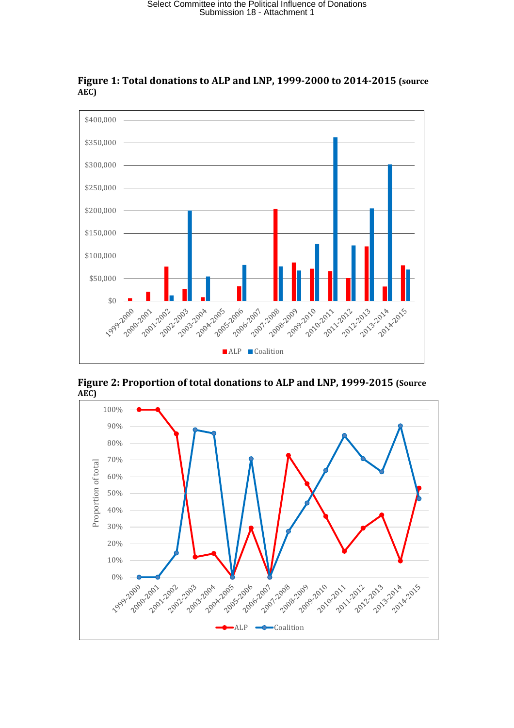**Figure 1: Total donations to ALP and LNP, 1999-2000 to 2014-2015 (source AEC)**

**Figure 2: Proportion of total donations to ALP and LNP, 1999-2015 (Source AEC)**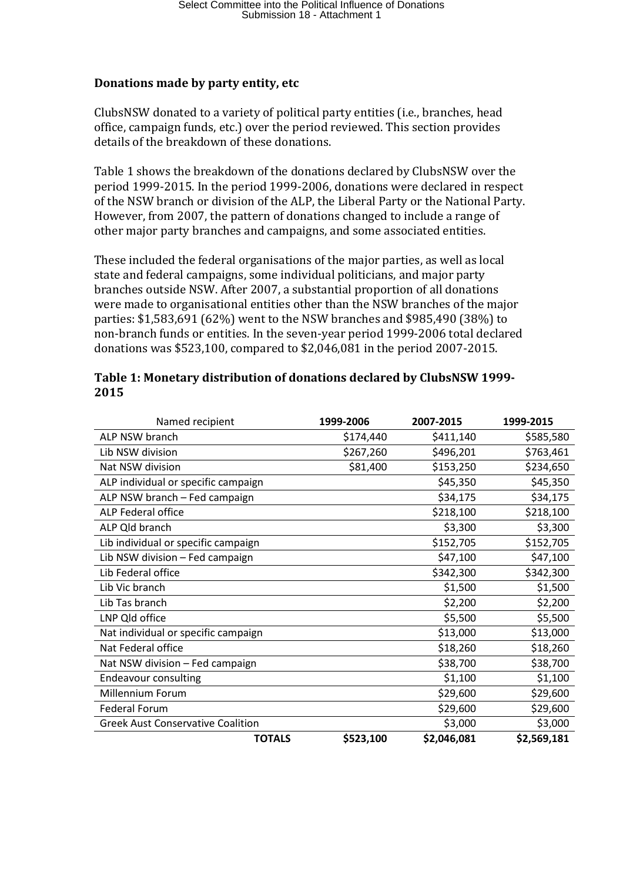### Donations made by party entity, etc

ClubsNSW donated to a variety of political party entities (i.e., branches, head office, campaign funds, etc.) over the period reviewed. This section provides details of the breakdown of these donations.

Table 1 shows the breakdown of the donations declared by ClubsNSW over the period 1999-2015. In the period 1999-2006, donations were declared in respect of the NSW branch or division of the ALP, the Liberal Party or the National Party. However, from 2007, the pattern of donations changed to include a range of other major party branches and campaigns, and some associated entities.

These included the federal organisations of the major parties, as well as local state and federal campaigns, some individual politicians, and major party branches outside NSW. After 2007, a substantial proportion of all donations were made to organisational entities other than the NSW branches of the major parties: $1,583,691 (62%) went to the NSW branches and $985,490 (38%) to non-branch funds or entities. In the seven-year period 1999-2006 total declared donations was $523,100, compared to $2,046,081 in the period 2007-2015.

**Table 1: Monetary distribution of donations declared by ClubsNSW 1999-2015**

| Named recipient | 1999-2006 | 2007-2015 | 1999-2015 |
|---|---|---|---|
| ALP NSW branch | $174,440 | $411,140 | $585,580 |
| Lib NSW division | $267,260 | $496,201 | $763,461 |
| Nat NSW division | $81,400 | $153,250 | $234,650 |
| ALP individual or specific campaign | | $45,350 | $45,350 |
| ALP NSW branch – Fed campaign | | $34,175 | $34,175 |
| ALP Federal office | | $218,100 | $218,100 |
| ALP Qld branch | | $3,300 | $3,300 |
| Lib individual or specific campaign | | $152,705 | $152,705 |
| Lib NSW division – Fed campaign | | $47,100 | $47,100 |
| Lib Federal office | | $342,300 | $342,300 |
| Lib Vic branch | | $1,500 | $1,500 |
| Lib Tas branch | | $2,200 | $2,200 |
| LNP Qld office | | $5,500 | $5,500 |
| Nat individual or specific campaign | | $13,000 | $13,000 |
| Nat Federal office | | $18,260 | $18,260 |
| Nat NSW division – Fed campaign | | $38,700 | $38,700 |
| Endeavour consulting | | $1,100 | $1,100 |
| Millennium Forum | | $29,600 | $29,600 |
| Federal Forum | | $29,600 | $29,600 |
| Greek Aust Conservative Coalition | | $3,000 | $3,000 |
| **TOTALS** | **$523,100** | **$2,046,081** | **$2,569,181** |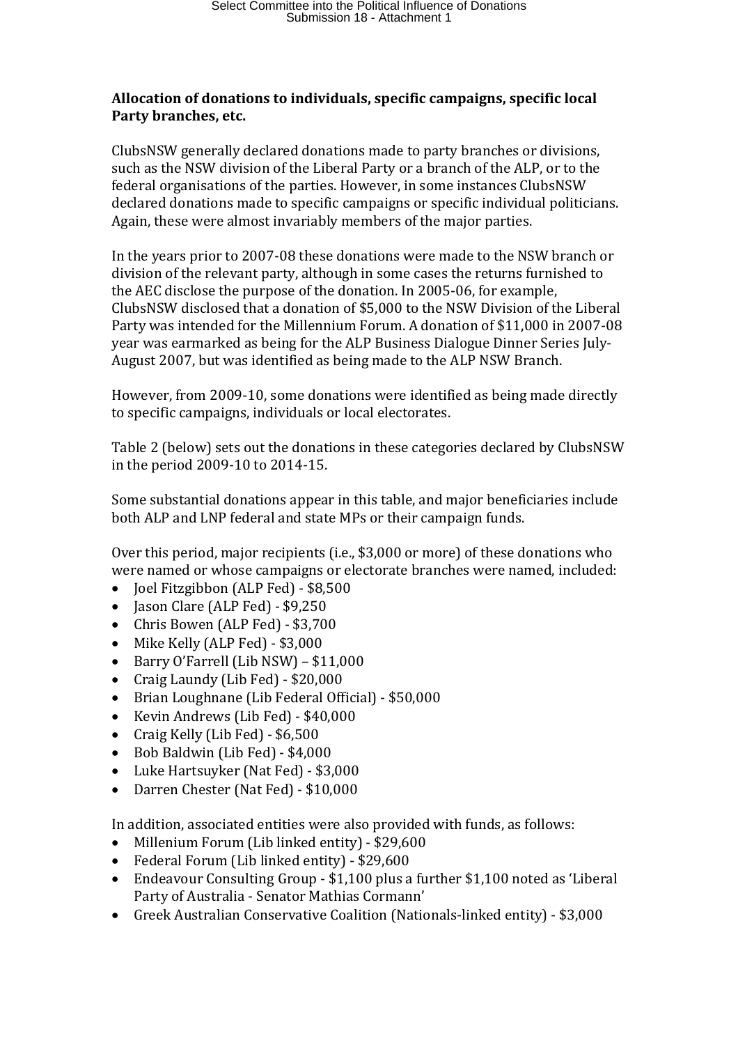**Allocation of donations to individuals, specific campaigns, specific local Party branches, etc.**

ClubsNSW generally declared donations made to party branches or divisions, such as the NSW division of the Liberal Party or a branch of the ALP, or to the federal organisations of the parties. However, in some instances ClubsNSW declared donations made to specific campaigns or specific individual politicians. Again, these were almost invariably members of the major parties.

In the years prior to 2007-08 these donations were made to the NSW branch or division of the relevant party, although in some cases the returns furnished to the AEC disclose the purpose of the donation. In 2005-06, for example, ClubsNSW disclosed that a donation of $5,000 to the NSW Division of the Liberal Party was intended for the Millennium Forum. A donation of $11,000 in 2007-08 year was earmarked as being for the ALP Business Dialogue Dinner Series July-August 2007, but was identified as being made to the ALP NSW Branch.

However, from 2009-10, some donations were identified as being made directly to specific campaigns, individuals or local electorates.

Table 2 (below) sets out the donations in these categories declared by ClubsNSW in the period 2009-10 to 2014-15.

Some substantial donations appear in this table, and major beneficiaries include both ALP and LNP federal and state MPs or their campaign funds.

Over this period, major recipients (i.e., $3,000 or more) of these donations who were named or whose campaigns or electorate branches were named, included:

- Joel Fitzgibbon (ALP Fed) - $8,500
- Jason Clare (ALP Fed) - $9,250
- Chris Bowen (ALP Fed) - $3,700
- Mike Kelly (ALP Fed) - $3,000
- Barry O'Farrell (Lib NSW) – $11,000
- Craig Laundy (Lib Fed) - $20,000
- Brian Loughnane (Lib Federal Official) - $50,000
- Kevin Andrews (Lib Fed) - $40,000
- Craig Kelly (Lib Fed) - $6,500
- Bob Baldwin (Lib Fed) - $4,000
- Luke Hartsuyker (Nat Fed) - $3,000
- Darren Chester (Nat Fed) - $10,000

In addition, associated entities were also provided with funds, as follows:

- Millenium Forum (Lib linked entity) - $29,600
- Federal Forum (Lib linked entity) - $29,600
- Endeavour Consulting Group - $1,100 plus a further $1,100 noted as 'Liberal Party of Australia - Senator Mathias Cormann'
- Greek Australian Conservative Coalition (Nationals-linked entity) - $3,000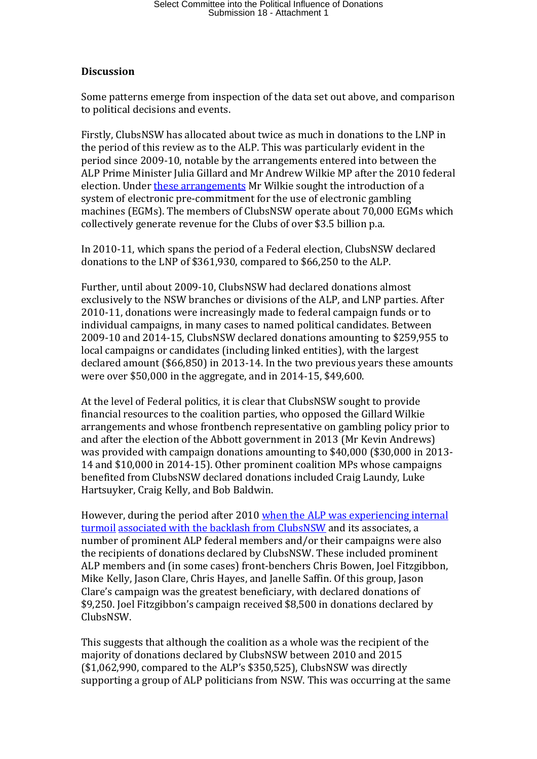**Discussion**

Some patterns emerge from inspection of the data set out above, and comparison to political decisions and events.

Firstly, ClubsNSW has allocated about twice as much in donations to the LNP in the period of this review as to the ALP. This was particularly evident in the period since 2009-10, notable by the arrangements entered into between the ALP Prime Minister Julia Gillard and Mr Andrew Wilkie MP after the 2010 federal election. Under these arrangements Mr Wilkie sought the introduction of a system of electronic pre-commitment for the use of electronic gambling machines (EGMs). The members of ClubsNSW operate about 70,000 EGMs which collectively generate revenue for the Clubs of over $3.5 billion p.a.

In 2010-11, which spans the period of a Federal election, ClubsNSW declared donations to the LNP of $361,930, compared to $66,250 to the ALP.

Further, until about 2009-10, ClubsNSW had declared donations almost exclusively to the NSW branches or divisions of the ALP, and LNP parties. After 2010-11, donations were increasingly made to federal campaign funds or to individual campaigns, in many cases to named political candidates. Between 2009-10 and 2014-15, ClubsNSW declared donations amounting to $259,955 to local campaigns or candidates (including linked entities), with the largest declared amount ($66,850) in 2013-14. In the two previous years these amounts were over $50,000 in the aggregate, and in 2014-15, $49,600.

At the level of Federal politics, it is clear that ClubsNSW sought to provide financial resources to the coalition parties, who opposed the Gillard Wilkie arrangements and whose frontbench representative on gambling policy prior to and after the election of the Abbott government in 2013 (Mr Kevin Andrews) was provided with campaign donations amounting to $40,000 ($30,000 in 2013-14 and $10,000 in 2014-15). Other prominent coalition MPs whose campaigns benefited from ClubsNSW declared donations included Craig Laundy, Luke Hartsuyker, Craig Kelly, and Bob Baldwin.

However, during the period after 2010 when the ALP was experiencing internal turmoil associated with the backlash from ClubsNSW and its associates, a number of prominent ALP federal members and/or their campaigns were also the recipients of donations declared by ClubsNSW. These included prominent ALP members and (in some cases) front-benchers Chris Bowen, Joel Fitzgibbon, Mike Kelly, Jason Clare, Chris Hayes, and Janelle Saffin. Of this group, Jason Clare's campaign was the greatest beneficiary, with declared donations of $9,250. Joel Fitzgibbon's campaign received $8,500 in donations declared by ClubsNSW.

This suggests that although the coalition as a whole was the recipient of the majority of donations declared by ClubsNSW between 2010 and 2015 ($1,062,990, compared to the ALP's $350,525), ClubsNSW was directly supporting a group of ALP politicians from NSW. This was occurring at the same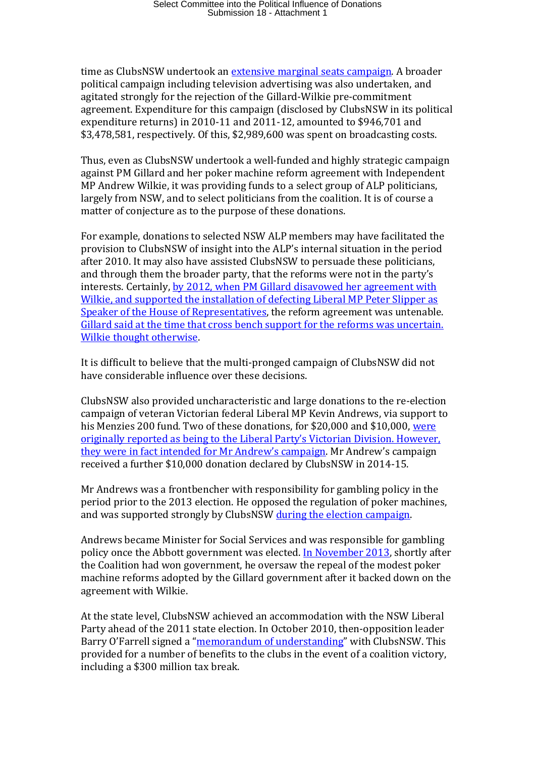time as ClubsNSW undertook an extensive marginal seats campaign. A broader political campaign including television advertising was also undertaken, and agitated strongly for the rejection of the Gillard-Wilkie pre-commitment agreement. Expenditure for this campaign (disclosed by ClubsNSW in its political expenditure returns) in 2010-11 and 2011-12, amounted to $946,701 and $3,478,581, respectively. Of this, $2,989,600 was spent on broadcasting costs.

Thus, even as ClubsNSW undertook a well-funded and highly strategic campaign against PM Gillard and her poker machine reform agreement with Independent MP Andrew Wilkie, it was providing funds to a select group of ALP politicians, largely from NSW, and to select politicians from the coalition. It is of course a matter of conjecture as to the purpose of these donations.

For example, donations to selected NSW ALP members may have facilitated the provision to ClubsNSW of insight into the ALP's internal situation in the period after 2010. It may also have assisted ClubsNSW to persuade these politicians, and through them the broader party, that the reforms were not in the party's interests. Certainly, by 2012, when PM Gillard disavowed her agreement with Wilkie, and supported the installation of defecting Liberal MP Peter Slipper as Speaker of the House of Representatives, the reform agreement was untenable. Gillard said at the time that cross bench support for the reforms was uncertain. Wilkie thought otherwise.

It is difficult to believe that the multi-pronged campaign of ClubsNSW did not have considerable influence over these decisions.

ClubsNSW also provided uncharacteristic and large donations to the re-election campaign of veteran Victorian federal Liberal MP Kevin Andrews, via support to his Menzies 200 fund. Two of these donations, for $20,000 and $10,000, were originally reported as being to the Liberal Party's Victorian Division. However, they were in fact intended for Mr Andrew's campaign. Mr Andrew's campaign received a further $10,000 donation declared by ClubsNSW in 2014-15.

Mr Andrews was a frontbencher with responsibility for gambling policy in the period prior to the 2013 election. He opposed the regulation of poker machines, and was supported strongly by ClubsNSW during the election campaign.

Andrews became Minister for Social Services and was responsible for gambling policy once the Abbott government was elected. In November 2013, shortly after the Coalition had won government, he oversaw the repeal of the modest poker machine reforms adopted by the Gillard government after it backed down on the agreement with Wilkie.

At the state level, ClubsNSW achieved an accommodation with the NSW Liberal Party ahead of the 2011 state election. In October 2010, then-opposition leader Barry O'Farrell signed a "memorandum of understanding" with ClubsNSW. This provided for a number of benefits to the clubs in the event of a coalition victory, including a $300 million tax break.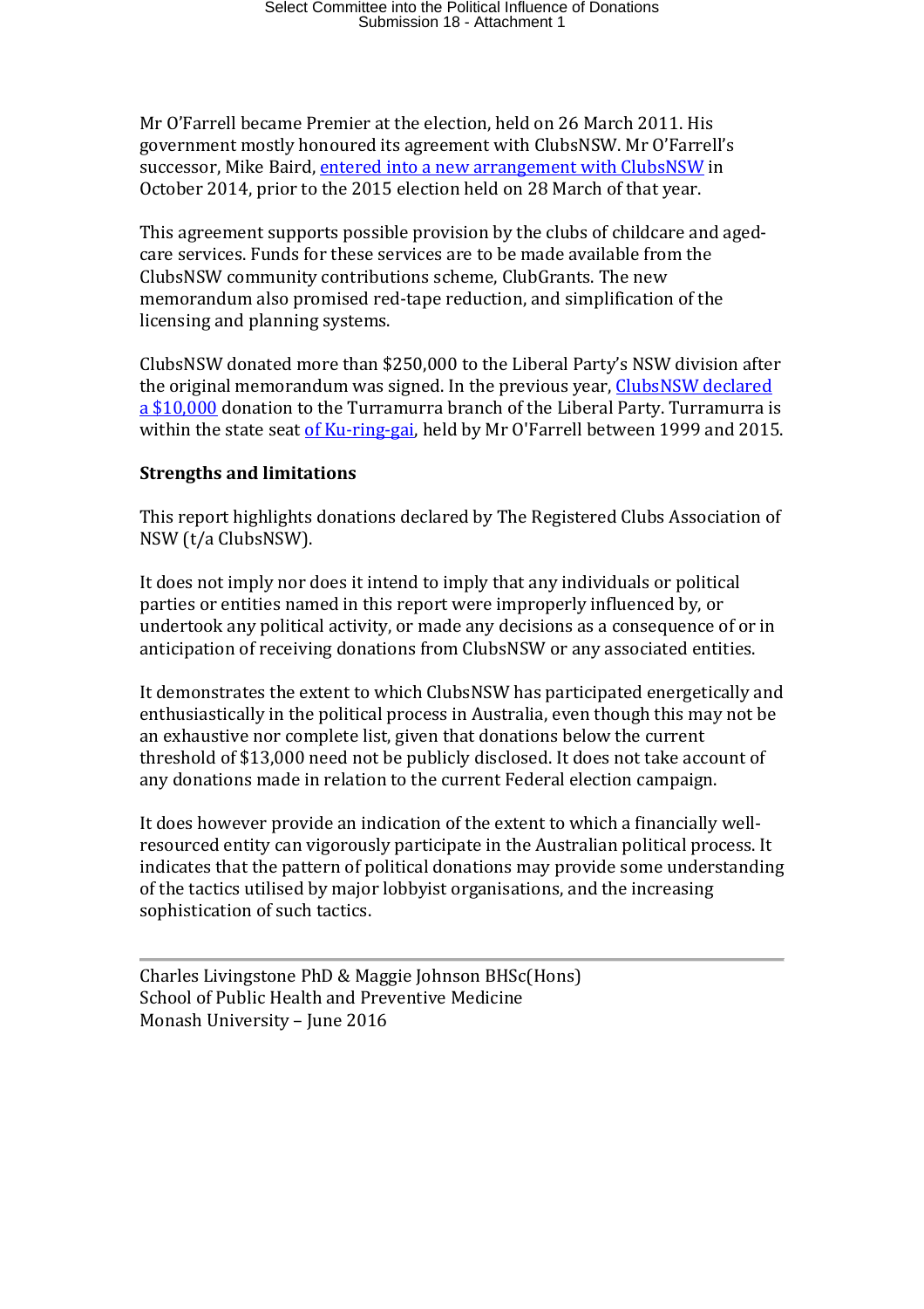Mr O'Farrell became Premier at the election, held on 26 March 2011. His government mostly honoured its agreement with ClubsNSW. Mr O'Farrell's successor, Mike Baird, entered into a new arrangement with ClubsNSW in October 2014, prior to the 2015 election held on 28 March of that year.

This agreement supports possible provision by the clubs of childcare and aged-care services. Funds for these services are to be made available from the ClubsNSW community contributions scheme, ClubGrants. The new memorandum also promised red-tape reduction, and simplification of the licensing and planning systems.

ClubsNSW donated more than $250,000 to the Liberal Party's NSW division after the original memorandum was signed. In the previous year, ClubsNSW declared a $10,000 donation to the Turramurra branch of the Liberal Party. Turramurra is within the state seat of Ku-ring-gai, held by Mr O'Farrell between 1999 and 2015.

**Strengths and limitations**

This report highlights donations declared by The Registered Clubs Association of NSW (t/a ClubsNSW).

It does not imply nor does it intend to imply that any individuals or political parties or entities named in this report were improperly influenced by, or undertook any political activity, or made any decisions as a consequence of or in anticipation of receiving donations from ClubsNSW or any associated entities.

It demonstrates the extent to which ClubsNSW has participated energetically and enthusiastically in the political process in Australia, even though this may not be an exhaustive nor complete list, given that donations below the current threshold of $13,000 need not be publicly disclosed. It does not take account of any donations made in relation to the current Federal election campaign.

It does however provide an indication of the extent to which a financially well-resourced entity can vigorously participate in the Australian political process. It indicates that the pattern of political donations may provide some understanding of the tactics utilised by major lobbyist organisations, and the increasing sophistication of such tactics.

---

Charles Livingstone PhD & Maggie Johnson BHSc(Hons)
School of Public Health and Preventive Medicine
Monash University – June 2016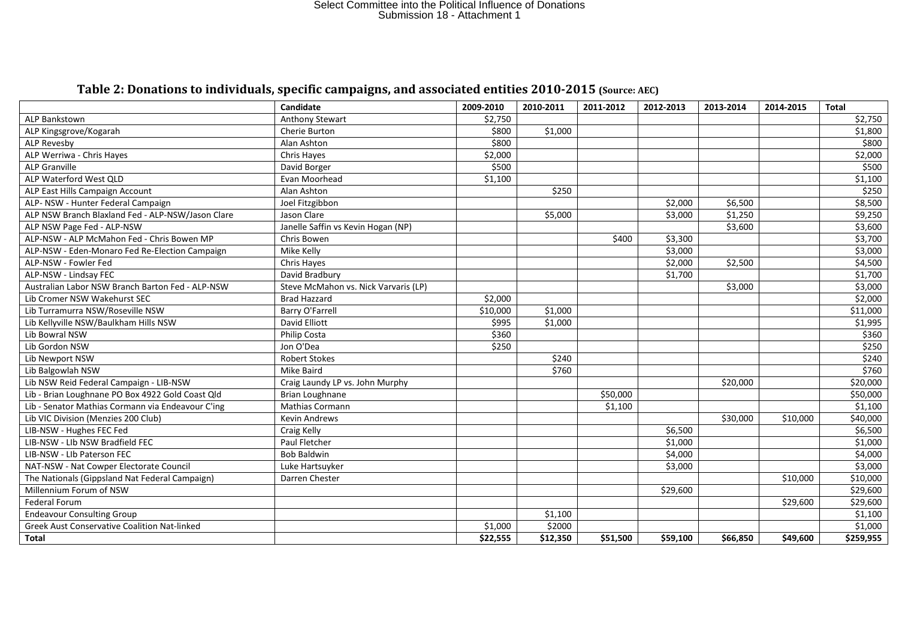Select Committee into the Political Influence of Donations
Submission 18 - Attachment 1

## Table 2: Donations to individuals, specific campaigns, and associated entities 2010-2015 (Source: AEC)

| | Candidate | 2009-2010 | 2010-2011 | 2011-2012 | 2012-2013 | 2013-2014 | 2014-2015 | Total |
|---|---|---|---|---|---|---|---|---|
| ALP Bankstown | Anthony Stewart | $2,750 | | | | | | $2,750 |
| ALP Kingsgrove/Kogarah | Cherie Burton | $800 | $1,000 | | | | | $1,800 |
| ALP Revesby | Alan Ashton | $800 | | | | | | $800 |
| ALP Werriwa - Chris Hayes | Chris Hayes | $2,000 | | | | | | $2,000 |
| ALP Granville | David Borger | $500 | | | | | | $500 |
| ALP Waterford West QLD | Evan Moorhead | $1,100 | | | | | | $1,100 |
| ALP East Hills Campaign Account | Alan Ashton | | $250 | | | | | $250 |
| ALP- NSW - Hunter Federal Campaign | Joel Fitzgibbon | | | | $2,000 | $6,500 | | $8,500 |
| ALP NSW Branch Blaxland Fed - ALP-NSW/Jason Clare | Jason Clare | | $5,000 | | $3,000 | $1,250 | | $9,250 |
| ALP NSW Page Fed - ALP-NSW | Janelle Saffin vs Kevin Hogan (NP) | | | | | $3,600 | | $3,600 |
| ALP-NSW - ALP McMahon Fed - Chris Bowen MP | Chris Bowen | | | $400 | $3,300 | | | $3,700 |
| ALP-NSW - Eden-Monaro Fed Re-Election Campaign | Mike Kelly | | | | $3,000 | | | $3,000 |
| ALP-NSW - Fowler Fed | Chris Hayes | | | | $2,000 | $2,500 | | $4,500 |
| ALP-NSW - Lindsay FEC | David Bradbury | | | | $1,700 | | | $1,700 |
| Australian Labor NSW Branch Barton Fed - ALP-NSW | Steve McMahon vs. Nick Varvaris (LP) | | | | | $3,000 | | $3,000 |
| Lib Cromer NSW Wakehurst SEC | Brad Hazzard | $2,000 | | | | | | $2,000 |
| Lib Turramurra NSW/Roseville NSW | Barry O'Farrell | $10,000 | $1,000 | | | | | $11,000 |
| Lib Kellyville NSW/Baulkham Hills NSW | David Elliott | $995 | $1,000 | | | | | $1,995 |
| Lib Bowral NSW | Philip Costa | $360 | | | | | | $360 |
| Lib Gordon NSW | Jon O'Dea | $250 | | | | | | $250 |
| Lib Newport NSW | Robert Stokes | | $240 | | | | | $240 |
| Lib Balgowlah NSW | Mike Baird | | $760 | | | | | $760 |
| Lib NSW Reid Federal Campaign - LIB-NSW | Craig Laundy LP vs. John Murphy | | | | | $20,000 | | $20,000 |
| Lib - Brian Loughnane PO Box 4922 Gold Coast Qld | Brian Loughnane | | | $50,000 | | | | $50,000 |
| Lib - Senator Mathias Cormann via Endeavour C'ing | Mathias Cormann | | | $1,100 | | | | $1,100 |
| Lib VIC Division (Menzies 200 Club) | Kevin Andrews | | | | | $30,000 | $10,000 | $40,000 |
| LIB-NSW - Hughes FEC Fed | Craig Kelly | | | | $6,500 | | | $6,500 |
| LIB-NSW - LIb NSW Bradfield FEC | Paul Fletcher | | | | $1,000 | | | $1,000 |
| LIB-NSW - LIb Paterson FEC | Bob Baldwin | | | | $4,000 | | | $4,000 |
| NAT-NSW - Nat Cowper Electorate Council | Luke Hartsuyker | | | | $3,000 | | | $3,000 |
| The Nationals (Gippsland Nat Federal Campaign) | Darren Chester | | | | | | $10,000 | $10,000 |
| Millennium Forum of NSW | | | | | $29,600 | | | $29,600 |
| Federal Forum | | | | | | | $29,600 | $29,600 |
| Endeavour Consulting Group | | | $1,100 | | | | | $1,100 |
| Greek Aust Conservative Coalition Nat-linked | | $1,000 | $2000 | | | | | $1,000 |
| **Total** | | **$22,555** | **$12,350** | **$51,500** | **$59,100** | **$66,850** | **$49,600** | **$259,955** |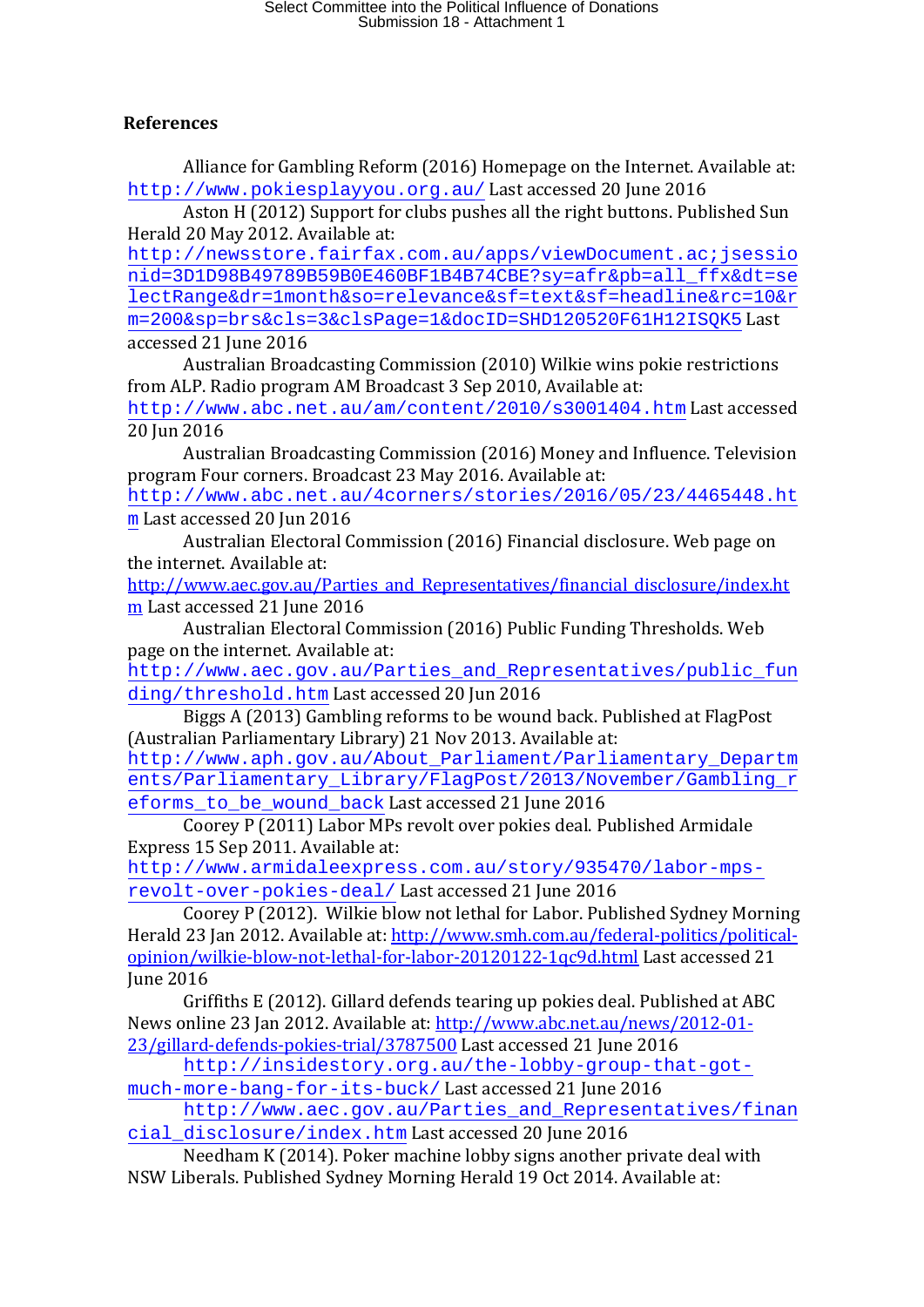## References

Alliance for Gambling Reform (2016) Homepage on the Internet. Available at: http://www.pokiesplayyou.org.au/ Last accessed 20 June 2016

Aston H (2012) Support for clubs pushes all the right buttons. Published Sun Herald 20 May 2012. Available at: http://newsstore.fairfax.com.au/apps/viewDocument.ac;jsessionid=3D1D98B49789B59B0E460BF1B4B74CBE?sy=afr&pb=all_ffx&dt=selectRange&dr=1month&so=relevance&sf=text&sf=headline&rc=10&rm=200&sp=brs&cls=3&clsPage=1&docID=SHD120520F61H12ISQK5 Last accessed 21 June 2016

Australian Broadcasting Commission (2010) Wilkie wins pokie restrictions from ALP. Radio program AM Broadcast 3 Sep 2010, Available at: http://www.abc.net.au/am/content/2010/s3001404.htm Last accessed 20 Jun 2016

Australian Broadcasting Commission (2016) Money and Influence. Television program Four corners. Broadcast 23 May 2016. Available at: http://www.abc.net.au/4corners/stories/2016/05/23/4465448.htm Last accessed 20 Jun 2016

Australian Electoral Commission (2016) Financial disclosure. Web page on the internet. Available at: http://www.aec.gov.au/Parties_and_Representatives/financial_disclosure/index.htm Last accessed 21 June 2016

Australian Electoral Commission (2016) Public Funding Thresholds. Web page on the internet. Available at: http://www.aec.gov.au/Parties_and_Representatives/public_funding/threshold.htm Last accessed 20 Jun 2016

Biggs A (2013) Gambling reforms to be wound back. Published at FlagPost (Australian Parliamentary Library) 21 Nov 2013. Available at: http://www.aph.gov.au/About_Parliament/Parliamentary_Departments/Parliamentary_Library/FlagPost/2013/November/Gambling_reforms_to_be_wound_back Last accessed 21 June 2016

Coorey P (2011) Labor MPs revolt over pokies deal. Published Armidale Express 15 Sep 2011. Available at: http://www.armidaleexpress.com.au/story/935470/labor-mps-revolt-over-pokies-deal/ Last accessed 21 June 2016

Coorey P (2012). Wilkie blow not lethal for Labor. Published Sydney Morning Herald 23 Jan 2012. Available at: http://www.smh.com.au/federal-politics/political-opinion/wilkie-blow-not-lethal-for-labor-20120122-1qc9d.html Last accessed 21 June 2016

Griffiths E (2012). Gillard defends tearing up pokies deal. Published at ABC News online 23 Jan 2012. Available at: http://www.abc.net.au/news/2012-01-23/gillard-defends-pokies-trial/3787500 Last accessed 21 June 2016

http://insidestory.org.au/the-lobby-group-that-got-much-more-bang-for-its-buck/ Last accessed 21 June 2016

http://www.aec.gov.au/Parties_and_Representatives/financial_disclosure/index.htm Last accessed 20 June 2016

Needham K (2014). Poker machine lobby signs another private deal with NSW Liberals. Published Sydney Morning Herald 19 Oct 2014. Available at: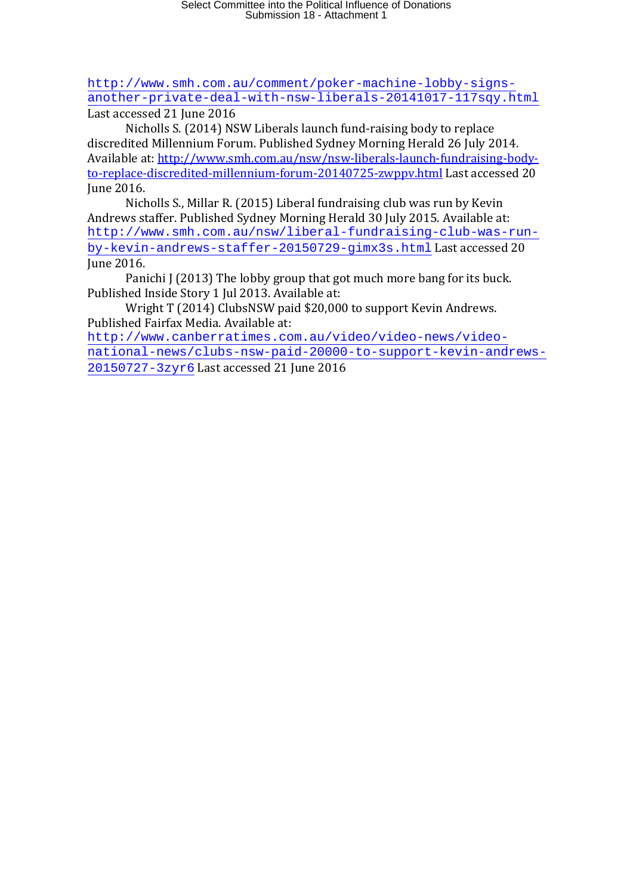http://www.smh.com.au/comment/poker-machine-lobby-signs-another-private-deal-with-nsw-liberals-20141017-117sqy.html Last accessed 21 June 2016

Nicholls S. (2014) NSW Liberals launch fund-raising body to replace discredited Millennium Forum. Published Sydney Morning Herald 26 July 2014. Available at: http://www.smh.com.au/nsw/nsw-liberals-launch-fundraising-body-to-replace-discredited-millennium-forum-20140725-zwppv.html Last accessed 20 June 2016.

Nicholls S., Millar R. (2015) Liberal fundraising club was run by Kevin Andrews staffer. Published Sydney Morning Herald 30 July 2015. Available at: http://www.smh.com.au/nsw/liberal-fundraising-club-was-run-by-kevin-andrews-staffer-20150729-gimx3s.html Last accessed 20 June 2016.

Panichi J (2013) The lobby group that got much more bang for its buck. Published Inside Story 1 Jul 2013. Available at:

Wright T (2014) ClubsNSW paid $20,000 to support Kevin Andrews. Published Fairfax Media. Available at: http://www.canberratimes.com.au/video/video-news/video-national-news/clubs-nsw-paid-20000-to-support-kevin-andrews-20150727-3zyr6 Last accessed 21 June 2016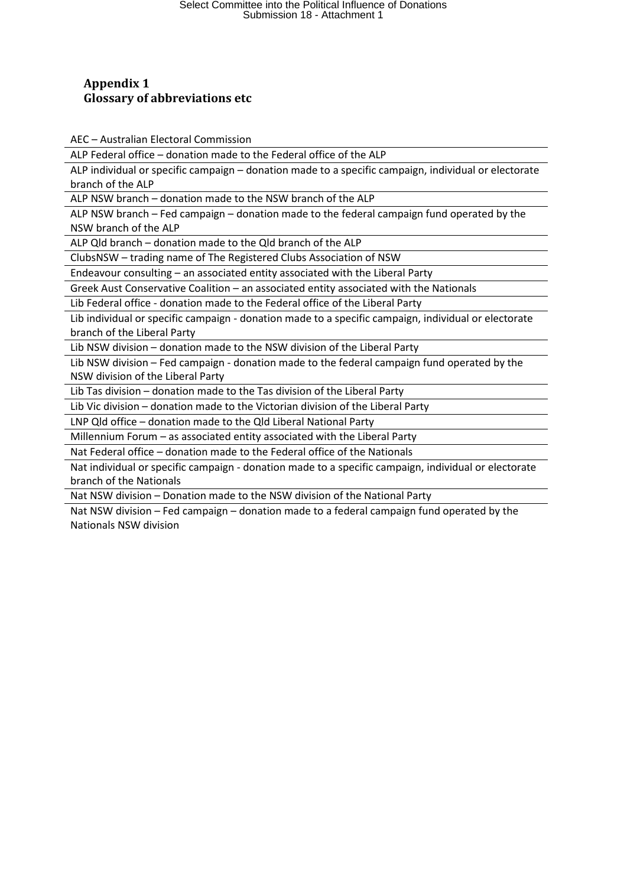## Appendix 1
## Glossary of abbreviations etc

AEC – Australian Electoral Commission

ALP Federal office – donation made to the Federal office of the ALP

ALP individual or specific campaign – donation made to a specific campaign, individual or electorate branch of the ALP

ALP NSW branch – donation made to the NSW branch of the ALP

ALP NSW branch – Fed campaign – donation made to the federal campaign fund operated by the NSW branch of the ALP

ALP Qld branch – donation made to the Qld branch of the ALP

ClubsNSW – trading name of The Registered Clubs Association of NSW

Endeavour consulting – an associated entity associated with the Liberal Party

Greek Aust Conservative Coalition – an associated entity associated with the Nationals

Lib Federal office - donation made to the Federal office of the Liberal Party

Lib individual or specific campaign - donation made to a specific campaign, individual or electorate branch of the Liberal Party

Lib NSW division – donation made to the NSW division of the Liberal Party

Lib NSW division – Fed campaign - donation made to the federal campaign fund operated by the NSW division of the Liberal Party

Lib Tas division – donation made to the Tas division of the Liberal Party

Lib Vic division – donation made to the Victorian division of the Liberal Party

LNP Qld office – donation made to the Qld Liberal National Party

Millennium Forum – as associated entity associated with the Liberal Party

Nat Federal office – donation made to the Federal office of the Nationals

Nat individual or specific campaign - donation made to a specific campaign, individual or electorate branch of the Nationals

Nat NSW division – Donation made to the NSW division of the National Party

Nat NSW division – Fed campaign – donation made to a federal campaign fund operated by the Nationals NSW division